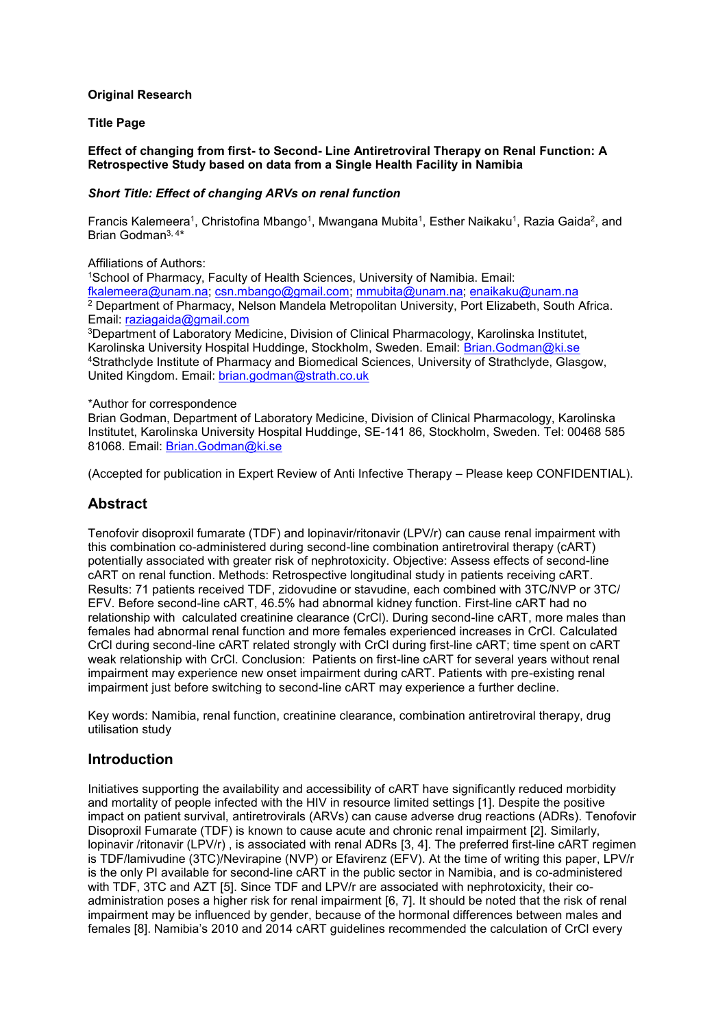**Original Research**

**Title Page**

**Effect of changing from first- to Second- Line Antiretroviral Therapy on Renal Function: A Retrospective Study based on data from a Single Health Facility in Namibia**

***Short Title: Effect of changing ARVs on renal function***

Francis Kalemeera[1], Christofina Mbango[1], Mwangana Mubita[1], Esther Naikaku[1], Razia Gaida[2], and Brian Godman[3, 4]*

Affiliations of Authors:
[1]School of Pharmacy, Faculty of Health Sciences, University of Namibia. Email: fkalemeera@unam.na; csn.mbango@gmail.com; mmubita@unam.na; enaikaku@unam.na
[2] Department of Pharmacy, Nelson Mandela Metropolitan University, Port Elizabeth, South Africa. Email: raziagaida@gmail.com
[3]Department of Laboratory Medicine, Division of Clinical Pharmacology, Karolinska Institutet, Karolinska University Hospital Huddinge, Stockholm, Sweden. Email: Brian.Godman@ki.se
[4]Strathclyde Institute of Pharmacy and Biomedical Sciences, University of Strathclyde, Glasgow, United Kingdom. Email: brian.godman@strath.co.uk

*Author for correspondence
Brian Godman, Department of Laboratory Medicine, Division of Clinical Pharmacology, Karolinska Institutet, Karolinska University Hospital Huddinge, SE-141 86, Stockholm, Sweden. Tel: 00468 585 81068. Email: Brian.Godman@ki.se

(Accepted for publication in Expert Review of Anti Infective Therapy – Please keep CONFIDENTIAL).

## Abstract

Tenofovir disoproxil fumarate (TDF) and lopinavir/ritonavir (LPV/r) can cause renal impairment with this combination co-administered during second-line combination antiretroviral therapy (cART) potentially associated with greater risk of nephrotoxicity. Objective: Assess effects of second-line cART on renal function. Methods: Retrospective longitudinal study in patients receiving cART. Results: 71 patients received TDF, zidovudine or stavudine, each combined with 3TC/NVP or 3TC/ EFV. Before second-line cART, 46.5% had abnormal kidney function. First-line cART had no relationship with calculated creatinine clearance (CrCl). During second-line cART, more males than females had abnormal renal function and more females experienced increases in CrCl. Calculated CrCl during second-line cART related strongly with CrCl during first-line cART; time spent on cART weak relationship with CrCl. Conclusion: Patients on first-line cART for several years without renal impairment may experience new onset impairment during cART. Patients with pre-existing renal impairment just before switching to second-line cART may experience a further decline.

Key words: Namibia, renal function, creatinine clearance, combination antiretroviral therapy, drug utilisation study

## Introduction

Initiatives supporting the availability and accessibility of cART have significantly reduced morbidity and mortality of people infected with the HIV in resource limited settings [1]. Despite the positive impact on patient survival, antiretrovirals (ARVs) can cause adverse drug reactions (ADRs). Tenofovir Disoproxil Fumarate (TDF) is known to cause acute and chronic renal impairment [2]. Similarly, lopinavir /ritonavir (LPV/r) , is associated with renal ADRs [3, 4]. The preferred first-line cART regimen is TDF/lamivudine (3TC)/Nevirapine (NVP) or Efavirenz (EFV). At the time of writing this paper, LPV/r is the only PI available for second-line cART in the public sector in Namibia, and is co-administered with TDF, 3TC and AZT [5]. Since TDF and LPV/r are associated with nephrotoxicity, their co-administration poses a higher risk for renal impairment [6, 7]. It should be noted that the risk of renal impairment may be influenced by gender, because of the hormonal differences between males and females [8]. Namibia's 2010 and 2014 cART guidelines recommended the calculation of CrCl every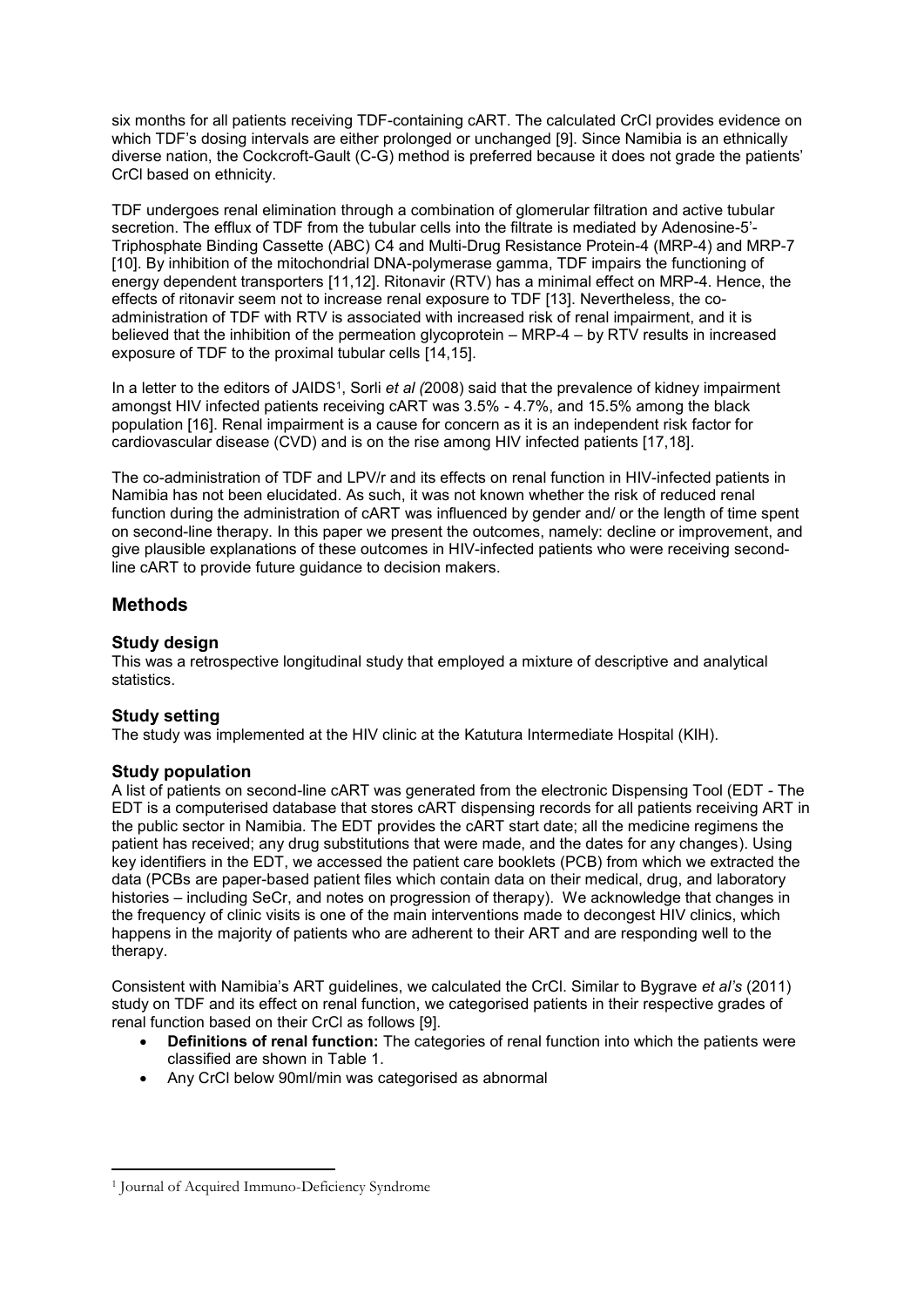six months for all patients receiving TDF-containing cART. The calculated CrCl provides evidence on which TDF's dosing intervals are either prolonged or unchanged [9]. Since Namibia is an ethnically diverse nation, the Cockcroft-Gault (C-G) method is preferred because it does not grade the patients' CrCl based on ethnicity.

TDF undergoes renal elimination through a combination of glomerular filtration and active tubular secretion. The efflux of TDF from the tubular cells into the filtrate is mediated by Adenosine-5'-Triphosphate Binding Cassette (ABC) C4 and Multi-Drug Resistance Protein-4 (MRP-4) and MRP-7 [10]. By inhibition of the mitochondrial DNA-polymerase gamma, TDF impairs the functioning of energy dependent transporters [11,12]. Ritonavir (RTV) has a minimal effect on MRP-4. Hence, the effects of ritonavir seem not to increase renal exposure to TDF [13]. Nevertheless, the co-administration of TDF with RTV is associated with increased risk of renal impairment, and it is believed that the inhibition of the permeation glycoprotein – MRP-4 – by RTV results in increased exposure of TDF to the proximal tubular cells [14,15].

In a letter to the editors of JAIDS[1], Sorli *et al (*2008) said that the prevalence of kidney impairment amongst HIV infected patients receiving cART was 3.5% - 4.7%, and 15.5% among the black population [16]. Renal impairment is a cause for concern as it is an independent risk factor for cardiovascular disease (CVD) and is on the rise among HIV infected patients [17,18].

The co-administration of TDF and LPV/r and its effects on renal function in HIV-infected patients in Namibia has not been elucidated. As such, it was not known whether the risk of reduced renal function during the administration of cART was influenced by gender and/ or the length of time spent on second-line therapy. In this paper we present the outcomes, namely: decline or improvement, and give plausible explanations of these outcomes in HIV-infected patients who were receiving second-line cART to provide future guidance to decision makers.

## Methods

### Study design

This was a retrospective longitudinal study that employed a mixture of descriptive and analytical statistics.

### Study setting

The study was implemented at the HIV clinic at the Katutura Intermediate Hospital (KIH).

### Study population

A list of patients on second-line cART was generated from the electronic Dispensing Tool (EDT - The EDT is a computerised database that stores cART dispensing records for all patients receiving ART in the public sector in Namibia. The EDT provides the cART start date; all the medicine regimens the patient has received; any drug substitutions that were made, and the dates for any changes). Using key identifiers in the EDT, we accessed the patient care booklets (PCB) from which we extracted the data (PCBs are paper-based patient files which contain data on their medical, drug, and laboratory histories – including SeCr, and notes on progression of therapy). We acknowledge that changes in the frequency of clinic visits is one of the main interventions made to decongest HIV clinics, which happens in the majority of patients who are adherent to their ART and are responding well to the therapy.

Consistent with Namibia's ART guidelines, we calculated the CrCl. Similar to Bygrave *et al's* (2011) study on TDF and its effect on renal function, we categorised patients in their respective grades of renal function based on their CrCl as follows [9].

- **Definitions of renal function:** The categories of renal function into which the patients were classified are shown in Table 1.
- Any CrCl below 90ml/min was categorised as abnormal

[1] Journal of Acquired Immuno-Deficiency Syndrome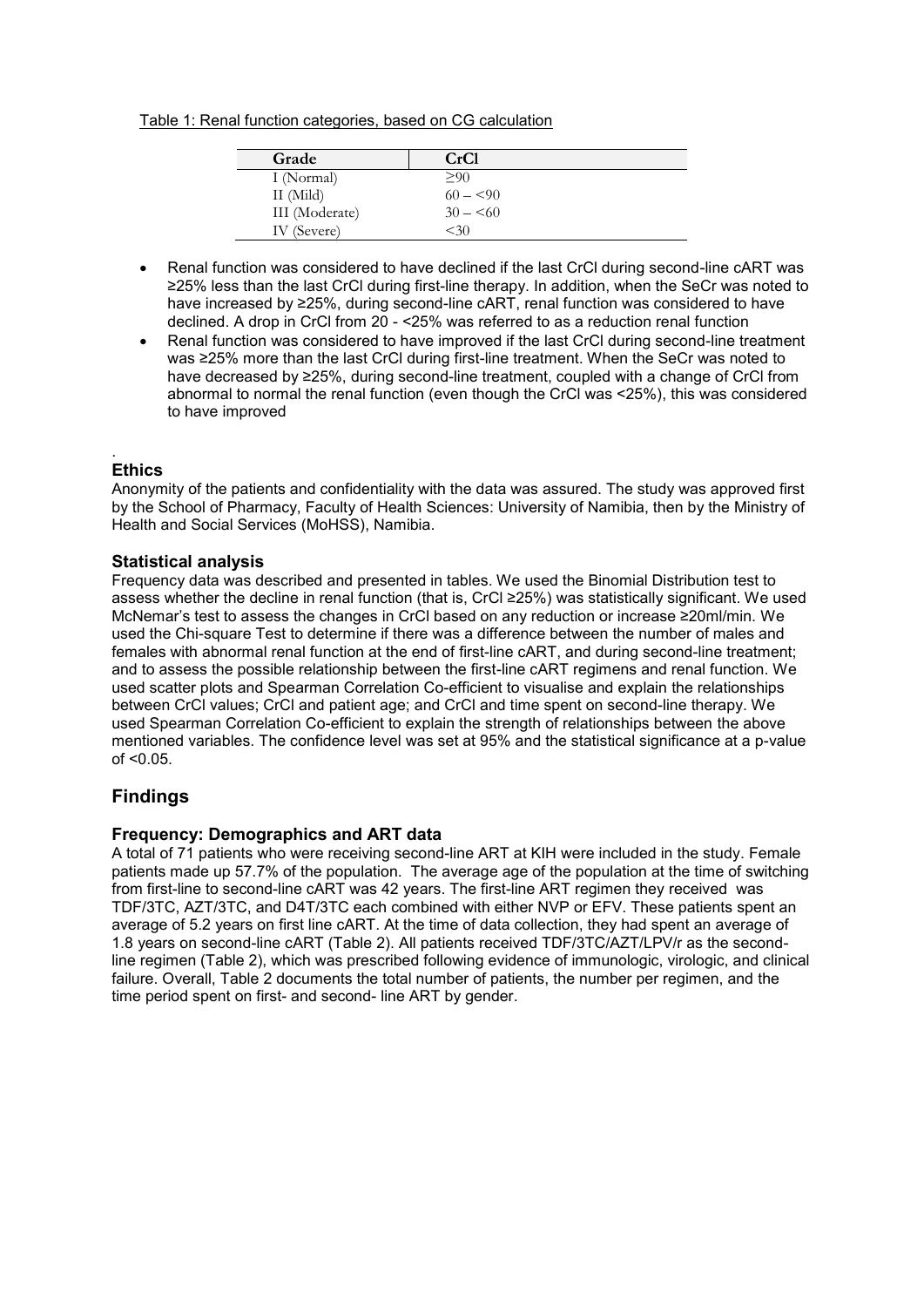Table 1: Renal function categories, based on CG calculation

| Grade | CrCl |
|---|---|
| I (Normal) | ≥90 |
| II (Mild) | 60 – <90 |
| III (Moderate) | 30 – <60 |
| IV (Severe) | <30 |

- Renal function was considered to have declined if the last CrCl during second-line cART was ≥25% less than the last CrCl during first-line therapy. In addition, when the SeCr was noted to have increased by ≥25%, during second-line cART, renal function was considered to have declined. A drop in CrCl from 20 - <25% was referred to as a reduction renal function
- Renal function was considered to have improved if the last CrCl during second-line treatment was ≥25% more than the last CrCl during first-line treatment. When the SeCr was noted to have decreased by ≥25%, during second-line treatment, coupled with a change of CrCl from abnormal to normal the renal function (even though the CrCl was <25%), this was considered to have improved

.

### Ethics

Anonymity of the patients and confidentiality with the data was assured. The study was approved first by the School of Pharmacy, Faculty of Health Sciences: University of Namibia, then by the Ministry of Health and Social Services (MoHSS), Namibia.

### Statistical analysis

Frequency data was described and presented in tables. We used the Binomial Distribution test to assess whether the decline in renal function (that is, CrCl ≥25%) was statistically significant. We used McNemar's test to assess the changes in CrCl based on any reduction or increase ≥20ml/min. We used the Chi-square Test to determine if there was a difference between the number of males and females with abnormal renal function at the end of first-line cART, and during second-line treatment; and to assess the possible relationship between the first-line cART regimens and renal function. We used scatter plots and Spearman Correlation Co-efficient to visualise and explain the relationships between CrCl values; CrCl and patient age; and CrCl and time spent on second-line therapy. We used Spearman Correlation Co-efficient to explain the strength of relationships between the above mentioned variables. The confidence level was set at 95% and the statistical significance at a p-value of <0.05.

## Findings

### Frequency: Demographics and ART data

A total of 71 patients who were receiving second-line ART at KIH were included in the study. Female patients made up 57.7% of the population. The average age of the population at the time of switching from first-line to second-line cART was 42 years. The first-line ART regimen they received was TDF/3TC, AZT/3TC, and D4T/3TC each combined with either NVP or EFV. These patients spent an average of 5.2 years on first line cART. At the time of data collection, they had spent an average of 1.8 years on second-line cART (Table 2). All patients received TDF/3TC/AZT/LPV/r as the second-line regimen (Table 2), which was prescribed following evidence of immunologic, virologic, and clinical failure. Overall, Table 2 documents the total number of patients, the number per regimen, and the time period spent on first- and second- line ART by gender.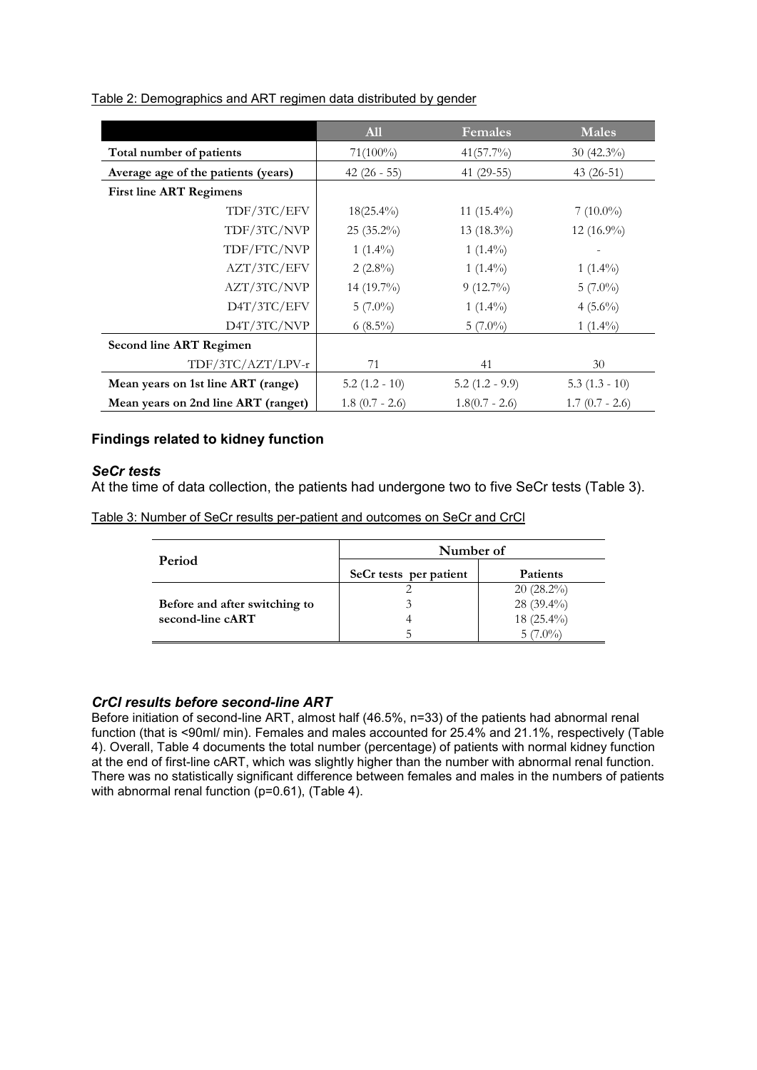Table 2: Demographics and ART regimen data distributed by gender

| | All | Females | Males |
|---|---|---|---|
| **Total number of patients** | 71(100%) | 41(57.7%) | 30 (42.3%) |
| **Average age of the patients (years)** | 42 (26 - 55) | 41 (29-55) | 43 (26-51) |
| **First line ART Regimens** | | | |
| TDF/3TC/EFV | 18(25.4%) | 11 (15.4%) | 7 (10.0%) |
| TDF/3TC/NVP | 25 (35.2%) | 13 (18.3%) | 12 (16.9%) |
| TDF/FTC/NVP | 1 (1.4%) | 1 (1.4%) | - |
| AZT/3TC/EFV | 2 (2.8%) | 1 (1.4%) | 1 (1.4%) |
| AZT/3TC/NVP | 14 (19.7%) | 9 (12.7%) | 5 (7.0%) |
| D4T/3TC/EFV | 5 (7.0%) | 1 (1.4%) | 4 (5.6%) |
| D4T/3TC/NVP | 6 (8.5%) | 5 (7.0%) | 1 (1.4%) |
| **Second line ART Regimen** | | | |
| TDF/3TC/AZT/LPV-r | 71 | 41 | 30 |
| **Mean years on 1st line ART (range)** | 5.2 (1.2 - 10) | 5.2 (1.2 - 9.9) | 5.3 (1.3 - 10) |
| **Mean years on 2nd line ART (ranget)** | 1.8 (0.7 - 2.6) | 1.8(0.7 - 2.6) | 1.7 (0.7 - 2.6) |

## Findings related to kidney function

### *SeCr tests*

At the time of data collection, the patients had undergone two to five SeCr tests (Table 3).

Table 3: Number of SeCr results per-patient and outcomes on SeCr and CrCl

| Period | Number of | |
|---|---|---|
| | SeCr tests per patient | Patients |
| Before and after switching to second-line cART | 2 | 20 (28.2%) |
| | 3 | 28 (39.4%) |
| | 4 | 18 (25.4%) |
| | 5 | 5 (7.0%) |

### *CrCl results before second-line ART*

Before initiation of second-line ART, almost half (46.5%, n=33) of the patients had abnormal renal function (that is <90ml/ min). Females and males accounted for 25.4% and 21.1%, respectively (Table 4). Overall, Table 4 documents the total number (percentage) of patients with normal kidney function at the end of first-line cART, which was slightly higher than the number with abnormal renal function. There was no statistically significant difference between females and males in the numbers of patients with abnormal renal function ($p=0.61$), (Table 4).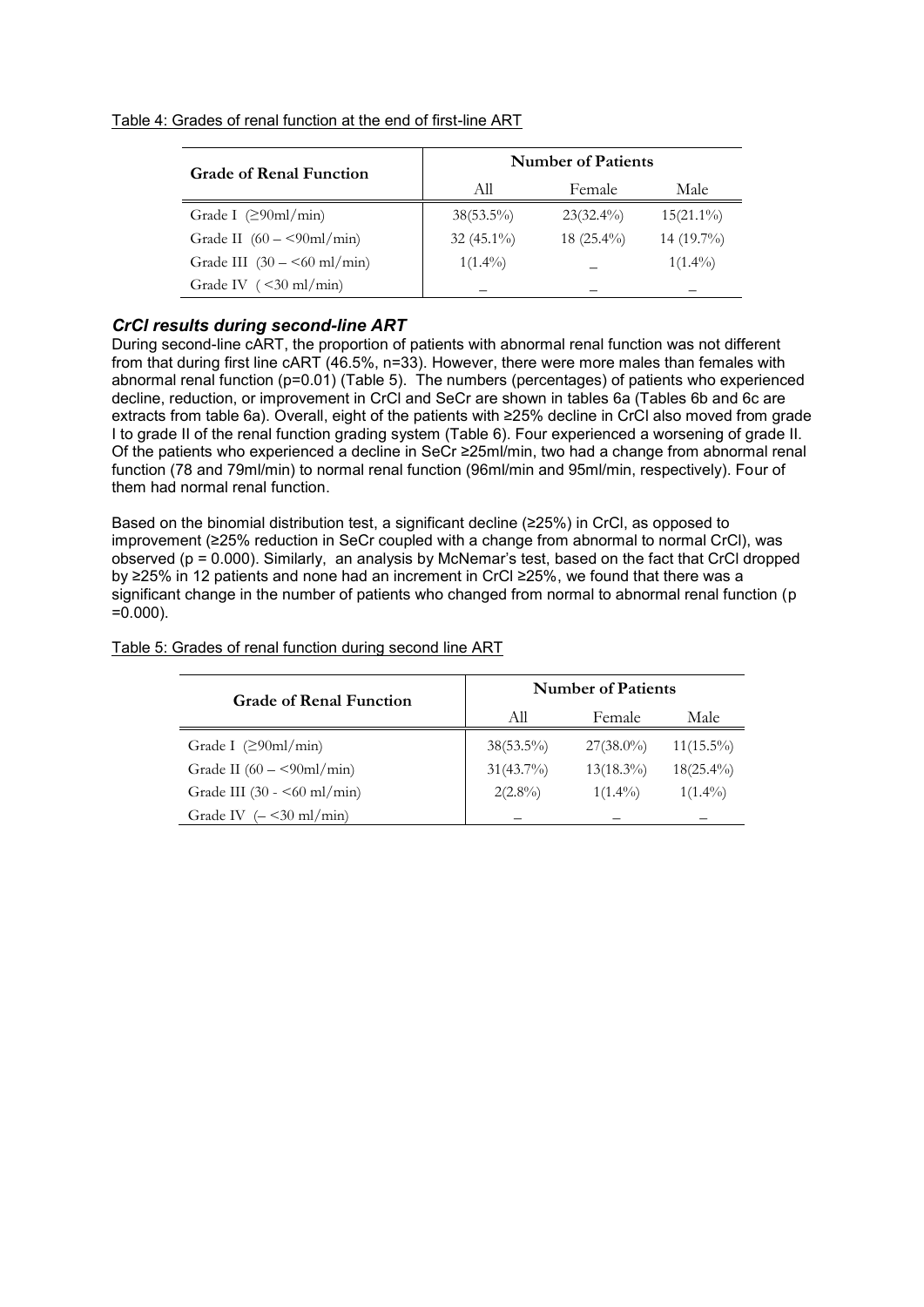Table 4: Grades of renal function at the end of first-line ART

| Grade of Renal Function | Number of Patients | | |
|---|---|---|---|
| | All | Female | Male |
| Grade I (≥90ml/min) | 38(53.5%) | 23(32.4%) | 15(21.1%) |
| Grade II (60 – <90ml/min) | 32 (45.1%) | 18 (25.4%) | 14 (19.7%) |
| Grade III (30 – <60 ml/min) | 1(1.4%) | _ | 1(1.4%) |
| Grade IV ( <30 ml/min) | _ | _ | _ |

### *CrCl results during second-line ART*

During second-line cART, the proportion of patients with abnormal renal function was not different from that during first line cART (46.5%, n=33). However, there were more males than females with abnormal renal function (p=0.01) (Table 5). The numbers (percentages) of patients who experienced decline, reduction, or improvement in CrCl and SeCr are shown in tables 6a (Tables 6b and 6c are extracts from table 6a). Overall, eight of the patients with ≥25% decline in CrCl also moved from grade I to grade II of the renal function grading system (Table 6). Four experienced a worsening of grade II. Of the patients who experienced a decline in SeCr ≥25ml/min, two had a change from abnormal renal function (78 and 79ml/min) to normal renal function (96ml/min and 95ml/min, respectively). Four of them had normal renal function.

Based on the binomial distribution test, a significant decline (≥25%) in CrCl, as opposed to improvement (≥25% reduction in SeCr coupled with a change from abnormal to normal CrCl), was observed (p = 0.000). Similarly, an analysis by McNemar's test, based on the fact that CrCl dropped by ≥25% in 12 patients and none had an increment in CrCl ≥25%, we found that there was a significant change in the number of patients who changed from normal to abnormal renal function (p =0.000).

Table 5: Grades of renal function during second line ART

| Grade of Renal Function | Number of Patients | | |
|---|---|---|---|
| | All | Female | Male |
| Grade I (≥90ml/min) | 38(53.5%) | 27(38.0%) | 11(15.5%) |
| Grade II (60 – <90ml/min) | 31(43.7%) | 13(18.3%) | 18(25.4%) |
| Grade III (30 - <60 ml/min) | 2(2.8%) | 1(1.4%) | 1(1.4%) |
| Grade IV (– <30 ml/min) | _ | _ | _ |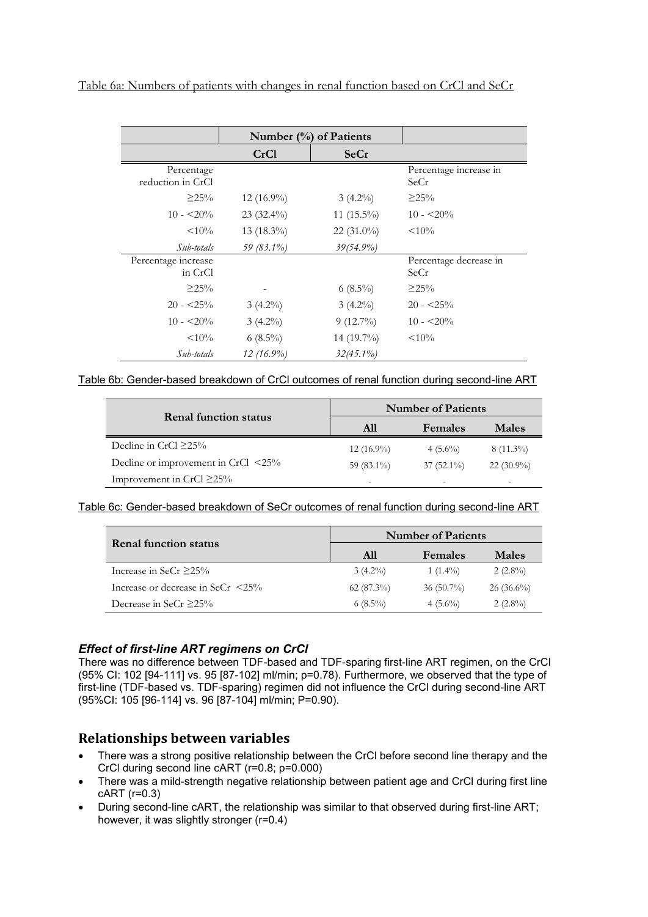Table 6a: Numbers of patients with changes in renal function based on CrCl and SeCr

| | Number (%) of Patients | | |
|---|---|---|---|
| | CrCl | SeCr | |
| Percentage reduction in CrCl | | | Percentage increase in SeCr |
| ≥25% | 12 (16.9%) | 3 (4.2%) | ≥25% |
| 10 - <20% | 23 (32.4%) | 11 (15.5%) | 10 - <20% |
| <10% | 13 (18.3%) | 22 (31.0%) | <10% |
| *Sub-totals* | *59 (83.1%)* | *39(54.9%)* | |
| Percentage increase in CrCl | | | Percentage decrease in SeCr |
| ≥25% | - | 6 (8.5%) | ≥25% |
| 20 - <25% | 3 (4.2%) | 3 (4.2%) | 20 - <25% |
| 10 - <20% | 3 (4.2%) | 9 (12.7%) | 10 - <20% |
| <10% | 6 (8.5%) | 14 (19.7%) | <10% |
| *Sub-totals* | *12 (16.9%)* | *32(45.1%)* | |

Table 6b: Gender-based breakdown of CrCl outcomes of renal function during second-line ART

| Renal function status | Number of Patients | | |
|---|---|---|---|
| | All | Females | Males |
| Decline in CrCl ≥25% | 12 (16.9%) | 4 (5.6%) | 8 (11.3%) |
| Decline or improvement in CrCl <25% | 59 (83.1%) | 37 (52.1%) | 22 (30.9%) |
| Improvement in CrCl ≥25% | - | - | - |

Table 6c: Gender-based breakdown of SeCr outcomes of renal function during second-line ART

| Renal function status | Number of Patients | | |
|---|---|---|---|
| | All | Females | Males |
| Increase in SeCr ≥25% | 3 (4.2%) | 1 (1.4%) | 2 (2.8%) |
| Increase or decrease in SeCr <25% | 62 (87.3%) | 36 (50.7%) | 26 (36.6%) |
| Decrease in SeCr ≥25% | 6 (8.5%) | 4 (5.6%) | 2 (2.8%) |

### *Effect of first-line ART regimens on CrCl*

There was no difference between TDF-based and TDF-sparing first-line ART regimen, on the CrCl (95% CI: 102 [94-111] vs. 95 [87-102] ml/min; p=0.78). Furthermore, we observed that the type of first-line (TDF-based vs. TDF-sparing) regimen did not influence the CrCl during second-line ART (95%CI: 105 [96-114] vs. 96 [87-104] ml/min; P=0.90).

## Relationships between variables

- There was a strong positive relationship between the CrCl before second line therapy and the CrCl during second line cART (r=0.8; p=0.000)
- There was a mild-strength negative relationship between patient age and CrCl during first line cART (r=0.3)
- During second-line cART, the relationship was similar to that observed during first-line ART; however, it was slightly stronger (r=0.4)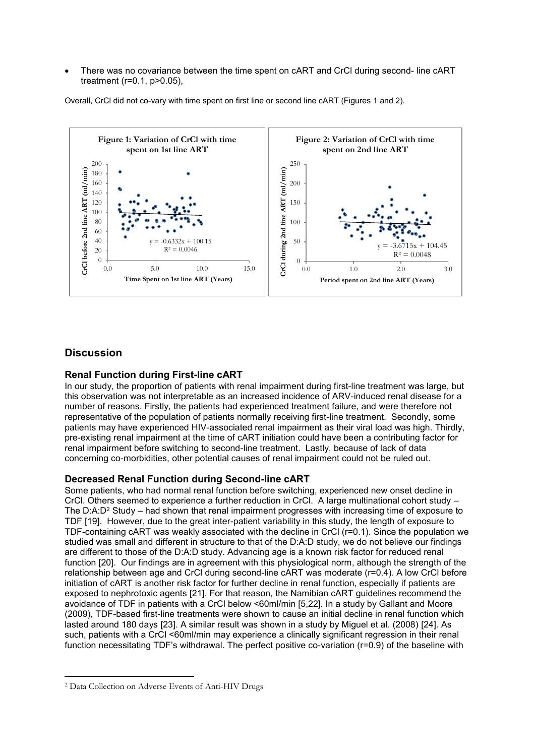- There was no covariance between the time spent on cART and CrCl during second- line cART treatment ($r=0.1$, $p>0.05$),

Overall, CrCl did not co-vary with time spent on first line or second line cART (Figures 1 and 2).

**Figure 1: Variation of CrCl with time spent on 1st line ART**

$y = -0.6332x + 100.15$
$R^2 = 0.0046$

**Figure 2: Variation of CrCl with time spent on 2nd line ART**

$y = -3.6715x + 104.45$
$R^2 = 0.0048$

## Discussion

### Renal Function during First-line cART

In our study, the proportion of patients with renal impairment during first-line treatment was large, but this observation was not interpretable as an increased incidence of ARV-induced renal disease for a number of reasons. Firstly, the patients had experienced treatment failure, and were therefore not representative of the population of patients normally receiving first-line treatment. Secondly, some patients may have experienced HIV-associated renal impairment as their viral load was high. Thirdly, pre-existing renal impairment at the time of cART initiation could have been a contributing factor for renal impairment before switching to second-line treatment. Lastly, because of lack of data concerning co-morbidities, other potential causes of renal impairment could not be ruled out.

### Decreased Renal Function during Second-line cART

Some patients, who had normal renal function before switching, experienced new onset decline in CrCl. Others seemed to experience a further reduction in CrCl. A large multinational cohort study – The D:A:D[2] Study – had shown that renal impairment progresses with increasing time of exposure to TDF [19]. However, due to the great inter-patient variability in this study, the length of exposure to TDF-containing cART was weakly associated with the decline in CrCl ($r=0.1$). Since the population we studied was small and different in structure to that of the D:A:D study, we do not believe our findings are different to those of the D:A:D study. Advancing age is a known risk factor for reduced renal function [20]. Our findings are in agreement with this physiological norm, although the strength of the relationship between age and CrCl during second-line cART was moderate ($r=0.4$). A low CrCl before initiation of cART is another risk factor for further decline in renal function, especially if patients are exposed to nephrotoxic agents [21]. For that reason, the Namibian cART guidelines recommend the avoidance of TDF in patients with a CrCl below <60ml/min [5,22]. In a study by Gallant and Moore (2009), TDF-based first-line treatments were shown to cause an initial decline in renal function which lasted around 180 days [23]. A similar result was shown in a study by Miguel et al. (2008) [24]. As such, patients with a CrCl <60ml/min may experience a clinically significant regression in their renal function necessitating TDF's withdrawal. The perfect positive co-variation ($r=0.9$) of the baseline with

[2] Data Collection on Adverse Events of Anti-HIV Drugs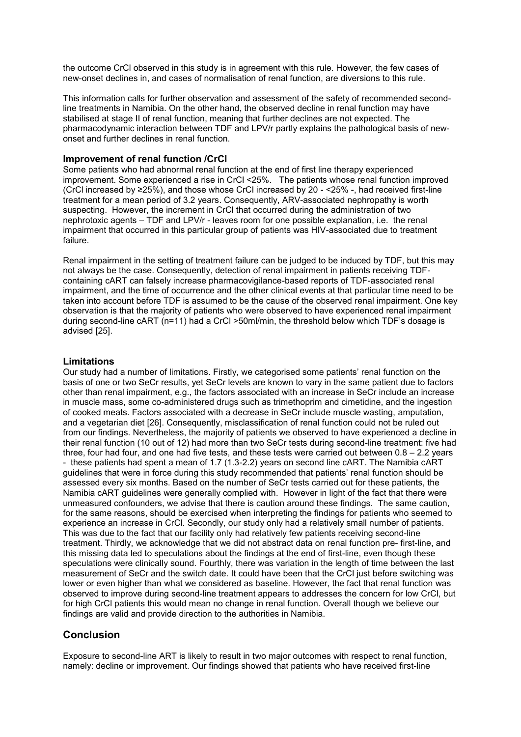the outcome CrCl observed in this study is in agreement with this rule. However, the few cases of new-onset declines in, and cases of normalisation of renal function, are diversions to this rule.

This information calls for further observation and assessment of the safety of recommended second-line treatments in Namibia. On the other hand, the observed decline in renal function may have stabilised at stage II of renal function, meaning that further declines are not expected. The pharmacodynamic interaction between TDF and LPV/r partly explains the pathological basis of new-onset and further declines in renal function.

### Improvement of renal function /CrCl

Some patients who had abnormal renal function at the end of first line therapy experienced improvement. Some experienced a rise in CrCl <25%. The patients whose renal function improved (CrCl increased by ≥25%), and those whose CrCl increased by 20 - <25% -, had received first-line treatment for a mean period of 3.2 years. Consequently, ARV-associated nephropathy is worth suspecting. However, the increment in CrCl that occurred during the administration of two nephrotoxic agents – TDF and LPV/r - leaves room for one possible explanation, i.e. the renal impairment that occurred in this particular group of patients was HIV-associated due to treatment failure.

Renal impairment in the setting of treatment failure can be judged to be induced by TDF, but this may not always be the case. Consequently, detection of renal impairment in patients receiving TDF-containing cART can falsely increase pharmacovigilance-based reports of TDF-associated renal impairment, and the time of occurrence and the other clinical events at that particular time need to be taken into account before TDF is assumed to be the cause of the observed renal impairment. One key observation is that the majority of patients who were observed to have experienced renal impairment during second-line cART (n=11) had a CrCl >50ml/min, the threshold below which TDF's dosage is advised [25].

### Limitations

Our study had a number of limitations. Firstly, we categorised some patients' renal function on the basis of one or two SeCr results, yet SeCr levels are known to vary in the same patient due to factors other than renal impairment, e.g., the factors associated with an increase in SeCr include an increase in muscle mass, some co-administered drugs such as trimethoprim and cimetidine, and the ingestion of cooked meats. Factors associated with a decrease in SeCr include muscle wasting, amputation, and a vegetarian diet [26]. Consequently, misclassification of renal function could not be ruled out from our findings. Nevertheless, the majority of patients we observed to have experienced a decline in their renal function (10 out of 12) had more than two SeCr tests during second-line treatment: five had three, four had four, and one had five tests, and these tests were carried out between 0.8 – 2.2 years - these patients had spent a mean of 1.7 (1.3-2.2) years on second line cART. The Namibia cART guidelines that were in force during this study recommended that patients' renal function should be assessed every six months. Based on the number of SeCr tests carried out for these patients, the Namibia cART guidelines were generally complied with. However in light of the fact that there were unmeasured confounders, we advise that there is caution around these findings. The same caution, for the same reasons, should be exercised when interpreting the findings for patients who seemed to experience an increase in CrCl. Secondly, our study only had a relatively small number of patients. This was due to the fact that our facility only had relatively few patients receiving second-line treatment. Thirdly, we acknowledge that we did not abstract data on renal function pre- first-line, and this missing data led to speculations about the findings at the end of first-line, even though these speculations were clinically sound. Fourthly, there was variation in the length of time between the last measurement of SeCr and the switch date. It could have been that the CrCl just before switching was lower or even higher than what we considered as baseline. However, the fact that renal function was observed to improve during second-line treatment appears to addresses the concern for low CrCl, but for high CrCl patients this would mean no change in renal function. Overall though we believe our findings are valid and provide direction to the authorities in Namibia.

## Conclusion

Exposure to second-line ART is likely to result in two major outcomes with respect to renal function, namely: decline or improvement. Our findings showed that patients who have received first-line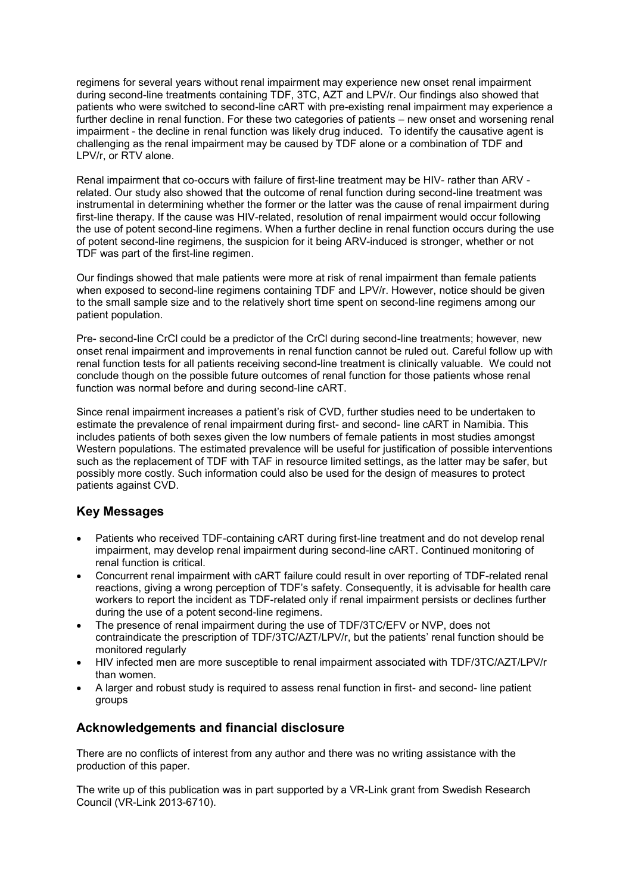regimens for several years without renal impairment may experience new onset renal impairment during second-line treatments containing TDF, 3TC, AZT and LPV/r. Our findings also showed that patients who were switched to second-line cART with pre-existing renal impairment may experience a further decline in renal function. For these two categories of patients – new onset and worsening renal impairment - the decline in renal function was likely drug induced. To identify the causative agent is challenging as the renal impairment may be caused by TDF alone or a combination of TDF and LPV/r, or RTV alone.

Renal impairment that co-occurs with failure of first-line treatment may be HIV- rather than ARV - related. Our study also showed that the outcome of renal function during second-line treatment was instrumental in determining whether the former or the latter was the cause of renal impairment during first-line therapy. If the cause was HIV-related, resolution of renal impairment would occur following the use of potent second-line regimens. When a further decline in renal function occurs during the use of potent second-line regimens, the suspicion for it being ARV-induced is stronger, whether or not TDF was part of the first-line regimen.

Our findings showed that male patients were more at risk of renal impairment than female patients when exposed to second-line regimens containing TDF and LPV/r. However, notice should be given to the small sample size and to the relatively short time spent on second-line regimens among our patient population.

Pre- second-line CrCl could be a predictor of the CrCl during second-line treatments; however, new onset renal impairment and improvements in renal function cannot be ruled out. Careful follow up with renal function tests for all patients receiving second-line treatment is clinically valuable. We could not conclude though on the possible future outcomes of renal function for those patients whose renal function was normal before and during second-line cART.

Since renal impairment increases a patient's risk of CVD, further studies need to be undertaken to estimate the prevalence of renal impairment during first- and second- line cART in Namibia. This includes patients of both sexes given the low numbers of female patients in most studies amongst Western populations. The estimated prevalence will be useful for justification of possible interventions such as the replacement of TDF with TAF in resource limited settings, as the latter may be safer, but possibly more costly. Such information could also be used for the design of measures to protect patients against CVD.

## Key Messages

- Patients who received TDF-containing cART during first-line treatment and do not develop renal impairment, may develop renal impairment during second-line cART. Continued monitoring of renal function is critical.
- Concurrent renal impairment with cART failure could result in over reporting of TDF-related renal reactions, giving a wrong perception of TDF's safety. Consequently, it is advisable for health care workers to report the incident as TDF-related only if renal impairment persists or declines further during the use of a potent second-line regimens.
- The presence of renal impairment during the use of TDF/3TC/EFV or NVP, does not contraindicate the prescription of TDF/3TC/AZT/LPV/r, but the patients' renal function should be monitored regularly
- HIV infected men are more susceptible to renal impairment associated with TDF/3TC/AZT/LPV/r than women.
- A larger and robust study is required to assess renal function in first- and second- line patient groups

## Acknowledgements and financial disclosure

There are no conflicts of interest from any author and there was no writing assistance with the production of this paper.

The write up of this publication was in part supported by a VR-Link grant from Swedish Research Council (VR-Link 2013-6710).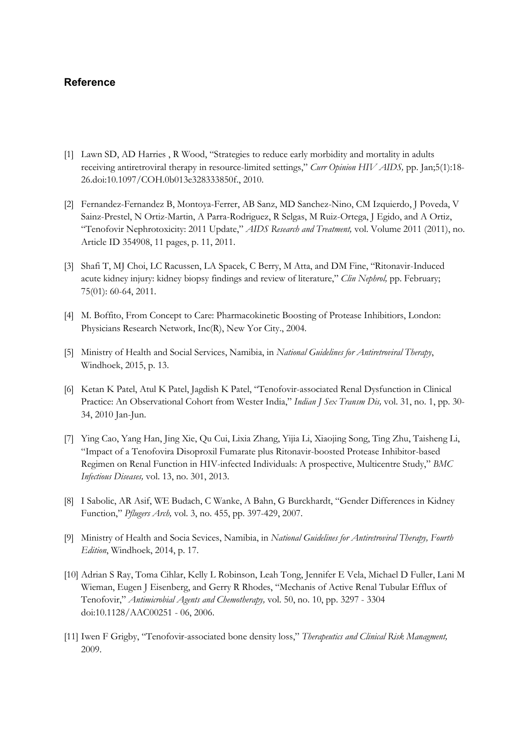## Reference

[1] Lawn SD, AD Harries , R Wood, "Strategies to reduce early morbidity and mortality in adults receiving antiretroviral therapy in resource-limited settings," *Curr Opinion HIV AIDS,* pp. Jan;5(1):18-26.doi:10.1097/COH.0b013e328333850f., 2010.

[2] Fernandez-Fernandez B, Montoya-Ferrer, AB Sanz, MD Sanchez-Nino, CM Izquierdo, J Poveda, V Sainz-Prestel, N Ortiz-Martin, A Parra-Rodriguez, R Selgas, M Ruiz-Ortega, J Egido, and A Ortiz, "Tenofovir Nephrotoxicity: 2011 Update," *AIDS Research and Treatment,* vol. Volume 2011 (2011), no. Article ID 354908, 11 pages, p. 11, 2011.

[3] Shafi T, MJ Choi, LC Racussen, LA Spacek, C Berry, M Atta, and DM Fine, "Ritonavir-Induced acute kidney injury: kidney biopsy findings and review of literature," *Clin Nephrol,* pp. February; 75(01): 60-64, 2011.

[4] M. Boffito, From Concept to Care: Pharmacokinetic Boosting of Protease Inhibitiors, London: Physicians Research Network, Inc(R), New Yor City., 2004.

[5] Ministry of Health and Social Services, Namibia, in *National Guidelines for Antiretroviral Therapy*, Windhoek, 2015, p. 13.

[6] Ketan K Patel, Atul K Patel, Jagdish K Patel, "Tenofovir-associated Renal Dysfunction in Clinical Practice: An Observational Cohort from Wester India," *Indian J Sex Transm Dis,* vol. 31, no. 1, pp. 30-34, 2010 Jan-Jun.

[7] Ying Cao, Yang Han, Jing Xie, Qu Cui, Lixia Zhang, Yijia Li, Xiaojing Song, Ting Zhu, Taisheng Li, "Impact of a Tenofovira Disoproxil Fumarate plus Ritonavir-boosted Protease Inhibitor-based Regimen on Renal Function in HIV-infected Individuals: A prospective, Multicentre Study," *BMC Infectious Diseases,* vol. 13, no. 301, 2013.

[8] I Sabolic, AR Asif, WE Budach, C Wanke, A Bahn, G Burckhardt, "Gender Differences in Kidney Function," *Pflugers Arch,* vol. 3, no. 455, pp. 397-429, 2007.

[9] Ministry of Health and Socia Sevices, Namibia, in *National Guidelines for Antiretroviral Therapy, Fourth Edition*, Windhoek, 2014, p. 17.

[10] Adrian S Ray, Toma Cihlar, Kelly L Robinson, Leah Tong, Jennifer E Vela, Michael D Fuller, Lani M Wieman, Eugen J Eisenberg, and Gerry R Rhodes, "Mechanis of Active Renal Tubular Efflux of Tenofovir," *Antimicrobial Agents and Chemotherapy,* vol. 50, no. 10, pp. 3297 - 3304 doi:10.1128/AAC00251 - 06, 2006.

[11] Iwen F Grigby, "Tenofovir-associated bone density loss," *Therapeutics and Clinical Risk Managment,* 2009.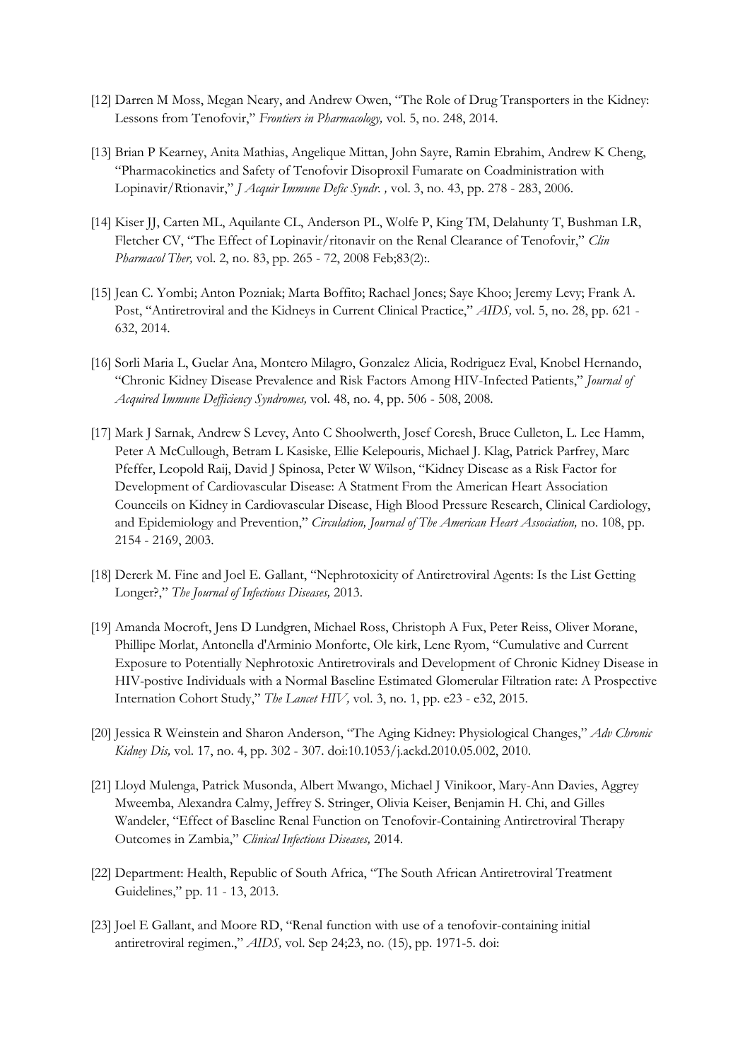[12] Darren M Moss, Megan Neary, and Andrew Owen, "The Role of Drug Transporters in the Kidney: Lessons from Tenofovir," *Frontiers in Pharmacology,* vol. 5, no. 248, 2014.

[13] Brian P Kearney, Anita Mathias, Angelique Mittan, John Sayre, Ramin Ebrahim, Andrew K Cheng, "Pharmacokinetics and Safety of Tenofovir Disoproxil Fumarate on Coadministration with Lopinavir/Rtionavir," *J Acquir Immune Defic Syndr. ,* vol. 3, no. 43, pp. 278 - 283, 2006.

[14] Kiser JJ, Carten ML, Aquilante CL, Anderson PL, Wolfe P, King TM, Delahunty T, Bushman LR, Fletcher CV, "The Effect of Lopinavir/ritonavir on the Renal Clearance of Tenofovir," *Clin Pharmacol Ther,* vol. 2, no. 83, pp. 265 - 72, 2008 Feb;83(2):.

[15] Jean C. Yombi; Anton Pozniak; Marta Boffito; Rachael Jones; Saye Khoo; Jeremy Levy; Frank A. Post, "Antiretroviral and the Kidneys in Current Clinical Practice," *AIDS,* vol. 5, no. 28, pp. 621 - 632, 2014.

[16] Sorli Maria L, Guelar Ana, Montero Milagro, Gonzalez Alicia, Rodriguez Eval, Knobel Hernando, "Chronic Kidney Disease Prevalence and Risk Factors Among HIV-Infected Patients," *Journal of Acquired Immune Defficiency Syndromes,* vol. 48, no. 4, pp. 506 - 508, 2008.

[17] Mark J Sarnak, Andrew S Levey, Anto C Shoolwerth, Josef Coresh, Bruce Culleton, L. Lee Hamm, Peter A McCullough, Betram L Kasiske, Ellie Kelepouris, Michael J. Klag, Patrick Parfrey, Marc Pfeffer, Leopold Raij, David J Spinosa, Peter W Wilson, "Kidney Disease as a Risk Factor for Development of Cardiovascular Disease: A Statment From the American Heart Association Counceils on Kidney in Cardiovascular Disease, High Blood Pressure Research, Clinical Cardiology, and Epidemiology and Prevention," *Circulation, Journal of The American Heart Association,* no. 108, pp. 2154 - 2169, 2003.

[18] Dererk M. Fine and Joel E. Gallant, "Nephrotoxicity of Antiretroviral Agents: Is the List Getting Longer?," *The Journal of Infectious Diseases,* 2013.

[19] Amanda Mocroft, Jens D Lundgren, Michael Ross, Christoph A Fux, Peter Reiss, Oliver Morane, Phillipe Morlat, Antonella d'Arminio Monforte, Ole kirk, Lene Ryom, "Cumulative and Current Exposure to Potentially Nephrotoxic Antiretrovirals and Development of Chronic Kidney Disease in HIV-postive Individuals with a Normal Baseline Estimated Glomerular Filtration rate: A Prospective Internation Cohort Study," *The Lancet HIV,* vol. 3, no. 1, pp. e23 - e32, 2015.

[20] Jessica R Weinstein and Sharon Anderson, "The Aging Kidney: Physiological Changes," *Adv Chronic Kidney Dis,* vol. 17, no. 4, pp. 302 - 307. doi:10.1053/j.ackd.2010.05.002, 2010.

[21] Lloyd Mulenga, Patrick Musonda, Albert Mwango, Michael J Vinikoor, Mary-Ann Davies, Aggrey Mweemba, Alexandra Calmy, Jeffrey S. Stringer, Olivia Keiser, Benjamin H. Chi, and Gilles Wandeler, "Effect of Baseline Renal Function on Tenofovir-Containing Antiretroviral Therapy Outcomes in Zambia," *Clinical Infectious Diseases,* 2014.

[22] Department: Health, Republic of South Africa, "The South African Antiretroviral Treatment Guidelines," pp. 11 - 13, 2013.

[23] Joel E Gallant, and Moore RD, "Renal function with use of a tenofovir-containing initial antiretroviral regimen.," *AIDS,* vol. Sep 24;23, no. (15), pp. 1971-5. doi: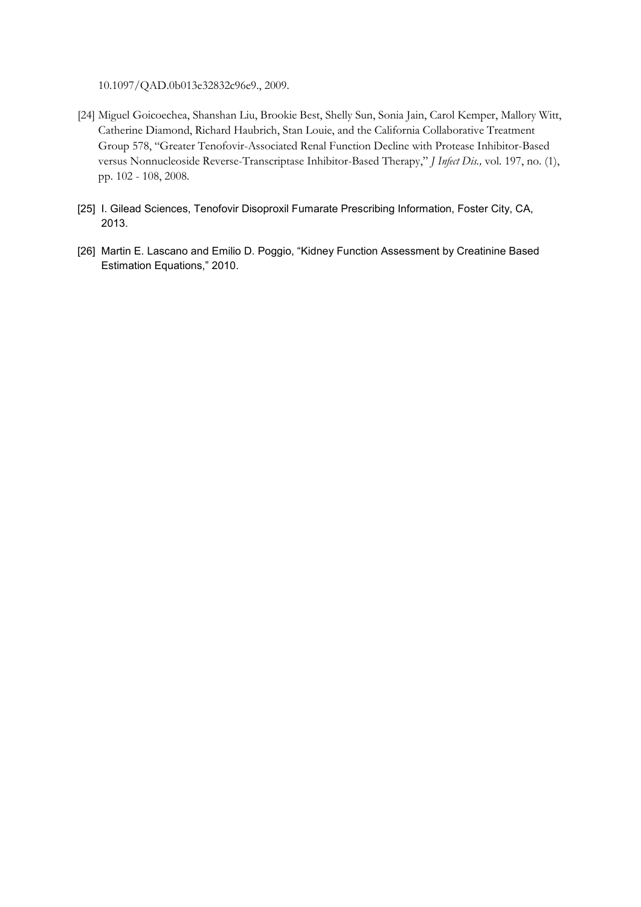10.1097/QAD.0b013e32832c96e9., 2009.

[24] Miguel Goicoechea, Shanshan Liu, Brookie Best, Shelly Sun, Sonia Jain, Carol Kemper, Mallory Witt, Catherine Diamond, Richard Haubrich, Stan Louie, and the California Collaborative Treatment Group 578, "Greater Tenofovir-Associated Renal Function Decline with Protease Inhibitor-Based versus Nonnucleoside Reverse-Transcriptase Inhibitor-Based Therapy," *J Infect Dis.,* vol. 197, no. (1), pp. 102 - 108, 2008.

[25] I. Gilead Sciences, Tenofovir Disoproxil Fumarate Prescribing Information, Foster City, CA, 2013.

[26] Martin E. Lascano and Emilio D. Poggio, "Kidney Function Assessment by Creatinine Based Estimation Equations," 2010.